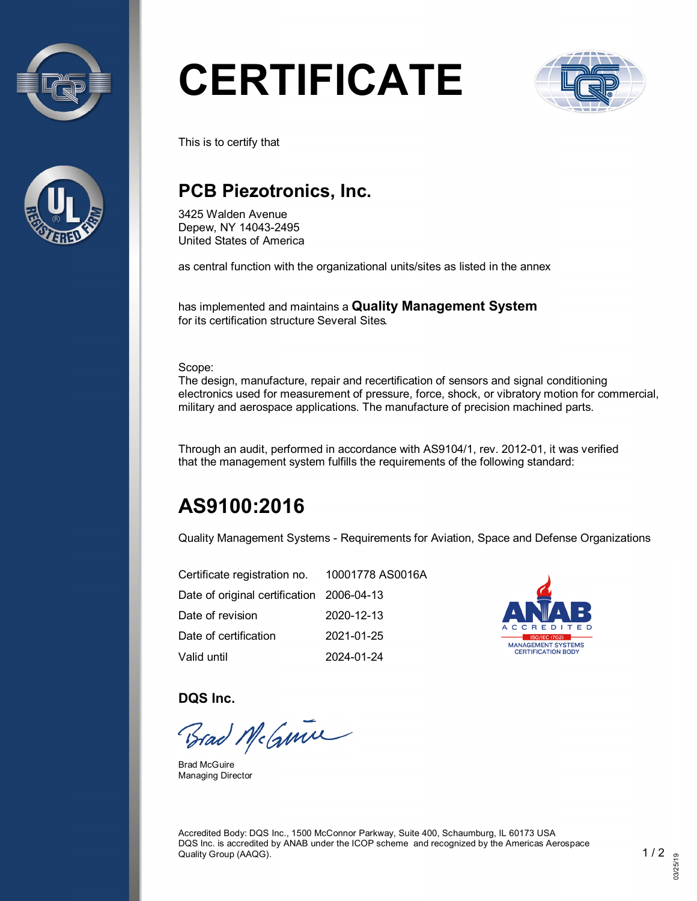# CERTIFICATE

This is to certify that

## PCB Piezotronics, Inc.

3425 Walden Avenue
Depew, NY 14043-2495
United States of America

as central function with the organizational units/sites as listed in the annex

has implemented and maintains a **Quality Management System**
for its certification structure Several Sites.

Scope:
The design, manufacture, repair and recertification of sensors and signal conditioning electronics used for measurement of pressure, force, shock, or vibratory motion for commercial, military and aerospace applications. The manufacture of precision machined parts.

Through an audit, performed in accordance with AS9104/1, rev. 2012-01, it was verified that the management system fulfills the requirements of the following standard:

## AS9100:2016

Quality Management Systems - Requirements for Aviation, Space and Defense Organizations

| | |
|---|---|
| Certificate registration no. | 10001778 AS0016A |
| Date of original certification | 2006-04-13 |
| Date of revision | 2020-12-13 |
| Date of certification | 2021-01-25 |
| Valid until | 2024-01-24 |

ANAB ACCREDITED
ISO/IEC 17021
MANAGEMENT SYSTEMS CERTIFICATION BODY

**DQS Inc.**

Brad McGuire
Managing Director

Accredited Body: DQS Inc., 1500 McConnor Parkway, Suite 400, Schaumburg, IL 60173 USA
DQS Inc. is accredited by ANAB under the ICOP scheme and recognized by the Americas Aerospace Quality Group (AAQG).

03/25/19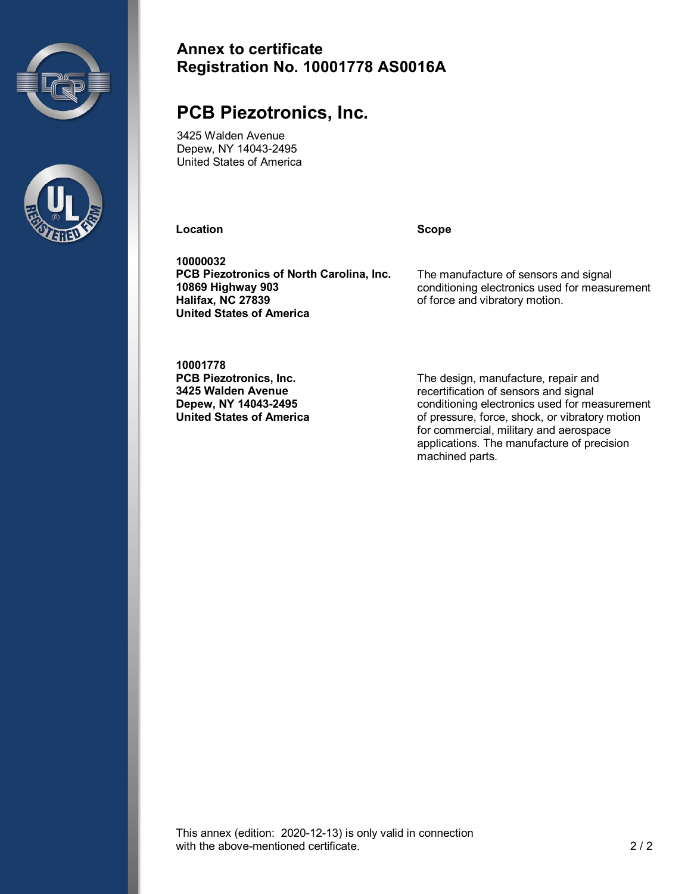# Annex to certificate
# Registration No. 10001778 AS0016A

## PCB Piezotronics, Inc.

3425 Walden Avenue
Depew, NY 14043-2495
United States of America

| Location | Scope |
|---|---|
| **10000032**<br>**PCB Piezotronics of North Carolina, Inc.**<br>**10869 Highway 903**<br>**Halifax, NC 27839**<br>**United States of America** | The manufacture of sensors and signal conditioning electronics used for measurement of force and vibratory motion. |
| **10001778**<br>**PCB Piezotronics, Inc.**<br>**3425 Walden Avenue**<br>**Depew, NY 14043-2495**<br>**United States of America** | The design, manufacture, repair and recertification of sensors and signal conditioning electronics used for measurement of pressure, force, shock, or vibratory motion for commercial, military and aerospace applications. The manufacture of precision machined parts. |

This annex (edition: 2020-12-13) is only valid in connection with the above-mentioned certificate.